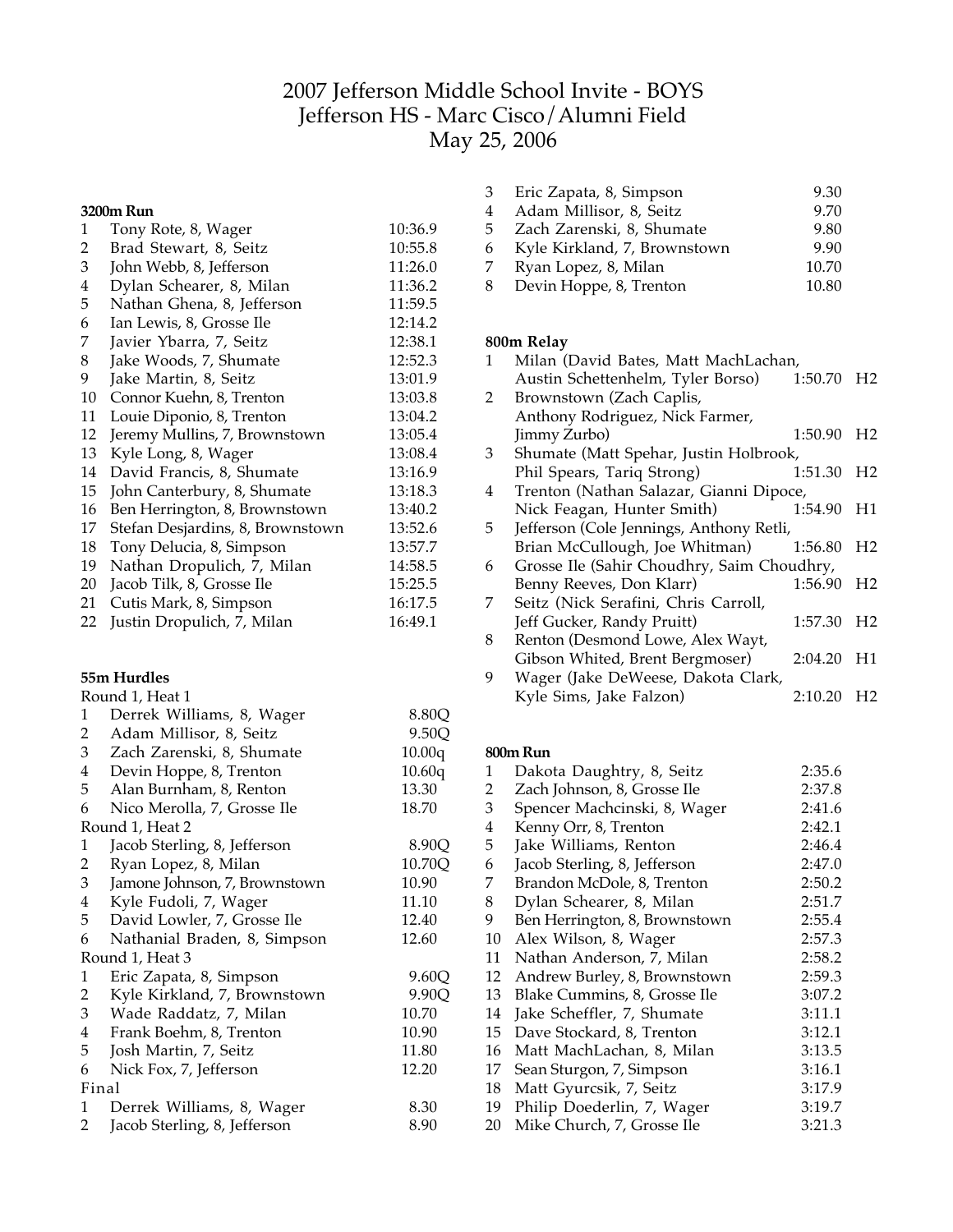# 2007 Jefferson Middle School Invite - BOYS
## Jefferson HS - Marc Cisco/Alumni Field
## May 25, 2006

### 3200m Run

| | | |
|---|---|---|
| 1 | Tony Rote, 8, Wager | 10:36.9 |
| 2 | Brad Stewart, 8, Seitz | 10:55.8 |
| 3 | John Webb, 8, Jefferson | 11:26.0 |
| 4 | Dylan Schearer, 8, Milan | 11:36.2 |
| 5 | Nathan Ghena, 8, Jefferson | 11:59.5 |
| 6 | Ian Lewis, 8, Grosse Ile | 12:14.2 |
| 7 | Javier Ybarra, 7, Seitz | 12:38.1 |
| 8 | Jake Woods, 7, Shumate | 12:52.3 |
| 9 | Jake Martin, 8, Seitz | 13:01.9 |
| 10 | Connor Kuehn, 8, Trenton | 13:03.8 |
| 11 | Louie Diponio, 8, Trenton | 13:04.2 |
| 12 | Jeremy Mullins, 7, Brownstown | 13:05.4 |
| 13 | Kyle Long, 8, Wager | 13:08.4 |
| 14 | David Francis, 8, Shumate | 13:16.9 |
| 15 | John Canterbury, 8, Shumate | 13:18.3 |
| 16 | Ben Herrington, 8, Brownstown | 13:40.2 |
| 17 | Stefan Desjardins, 8, Brownstown | 13:52.6 |
| 18 | Tony Delucia, 8, Simpson | 13:57.7 |
| 19 | Nathan Dropulich, 7, Milan | 14:58.5 |
| 20 | Jacob Tilk, 8, Grosse Ile | 15:25.5 |
| 21 | Cutis Mark, 8, Simpson | 16:17.5 |
| 22 | Justin Dropulich, 7, Milan | 16:49.1 |

### 55m Hurdles

Round 1, Heat 1

| | | |
|---|---|---|
| 1 | Derrek Williams, 8, Wager | 8.80Q |
| 2 | Adam Millisor, 8, Seitz | 9.50Q |
| 3 | Zach Zarenski, 8, Shumate | 10.00q |
| 4 | Devin Hoppe, 8, Trenton | 10.60q |
| 5 | Alan Burnham, 8, Renton | 13.30 |
| 6 | Nico Merolla, 7, Grosse Ile | 18.70 |

Round 1, Heat 2

| | | |
|---|---|---|
| 1 | Jacob Sterling, 8, Jefferson | 8.90Q |
| 2 | Ryan Lopez, 8, Milan | 10.70Q |
| 3 | Jamone Johnson, 7, Brownstown | 10.90 |
| 4 | Kyle Fudoli, 7, Wager | 11.10 |
| 5 | David Lowler, 7, Grosse Ile | 12.40 |
| 6 | Nathanial Braden, 8, Simpson | 12.60 |

Round 1, Heat 3

| | | |
|---|---|---|
| 1 | Eric Zapata, 8, Simpson | 9.60Q |
| 2 | Kyle Kirkland, 7, Brownstown | 9.90Q |
| 3 | Wade Raddatz, 7, Milan | 10.70 |
| 4 | Frank Boehm, 8, Trenton | 10.90 |
| 5 | Josh Martin, 7, Seitz | 11.80 |
| 6 | Nick Fox, 7, Jefferson | 12.20 |

Final

| | | |
|---|---|---|
| 1 | Derrek Williams, 8, Wager | 8.30 |
| 2 | Jacob Sterling, 8, Jefferson | 8.90 |
| 3 | Eric Zapata, 8, Simpson | 9.30 |
| 4 | Adam Millisor, 8, Seitz | 9.70 |
| 5 | Zach Zarenski, 8, Shumate | 9.80 |
| 6 | Kyle Kirkland, 7, Brownstown | 9.90 |
| 7 | Ryan Lopez, 8, Milan | 10.70 |
| 8 | Devin Hoppe, 8, Trenton | 10.80 |

### 800m Relay

| | | | |
|---|---|---|---|
| 1 | Milan (David Bates, Matt MachLachan, Austin Schettenhelm, Tyler Borso) | 1:50.70 | H2 |
| 2 | Brownstown (Zach Caplis, Anthony Rodriguez, Nick Farmer, Jimmy Zurbo) | 1:50.90 | H2 |
| 3 | Shumate (Matt Spehar, Justin Holbrook, Phil Spears, Tariq Strong) | 1:51.30 | H2 |
| 4 | Trenton (Nathan Salazar, Gianni Dipoce, Nick Feagan, Hunter Smith) | 1:54.90 | H1 |
| 5 | Jefferson (Cole Jennings, Anthony Retli, Brian McCullough, Joe Whitman) | 1:56.80 | H2 |
| 6 | Grosse Ile (Sahir Choudhry, Saim Choudhry, Benny Reeves, Don Klarr) | 1:56.90 | H2 |
| 7 | Seitz (Nick Serafini, Chris Carroll, Jeff Gucker, Randy Pruitt) | 1:57.30 | H2 |
| 8 | Renton (Desmond Lowe, Alex Wayt, Gibson Whited, Brent Bergmoser) | 2:04.20 | H1 |
| 9 | Wager (Jake DeWeese, Dakota Clark, Kyle Sims, Jake Falzon) | 2:10.20 | H2 |

### 800m Run

| | | |
|---|---|---|
| 1 | Dakota Daughtry, 8, Seitz | 2:35.6 |
| 2 | Zach Johnson, 8, Grosse Ile | 2:37.8 |
| 3 | Spencer Machcinski, 8, Wager | 2:41.6 |
| 4 | Kenny Orr, 8, Trenton | 2:42.1 |
| 5 | Jake Williams, Renton | 2:46.4 |
| 6 | Jacob Sterling, 8, Jefferson | 2:47.0 |
| 7 | Brandon McDole, 8, Trenton | 2:50.2 |
| 8 | Dylan Schearer, 8, Milan | 2:51.7 |
| 9 | Ben Herrington, 8, Brownstown | 2:55.4 |
| 10 | Alex Wilson, 8, Wager | 2:57.3 |
| 11 | Nathan Anderson, 7, Milan | 2:58.2 |
| 12 | Andrew Burley, 8, Brownstown | 2:59.3 |
| 13 | Blake Cummins, 8, Grosse Ile | 3:07.2 |
| 14 | Jake Scheffler, 7, Shumate | 3:11.1 |
| 15 | Dave Stockard, 8, Trenton | 3:12.1 |
| 16 | Matt MachLachan, 8, Milan | 3:13.5 |
| 17 | Sean Sturgon, 7, Simpson | 3:16.1 |
| 18 | Matt Gyurcsik, 7, Seitz | 3:17.9 |
| 19 | Philip Doederlin, 7, Wager | 3:19.7 |
| 20 | Mike Church, 7, Grosse Ile | 3:21.3 |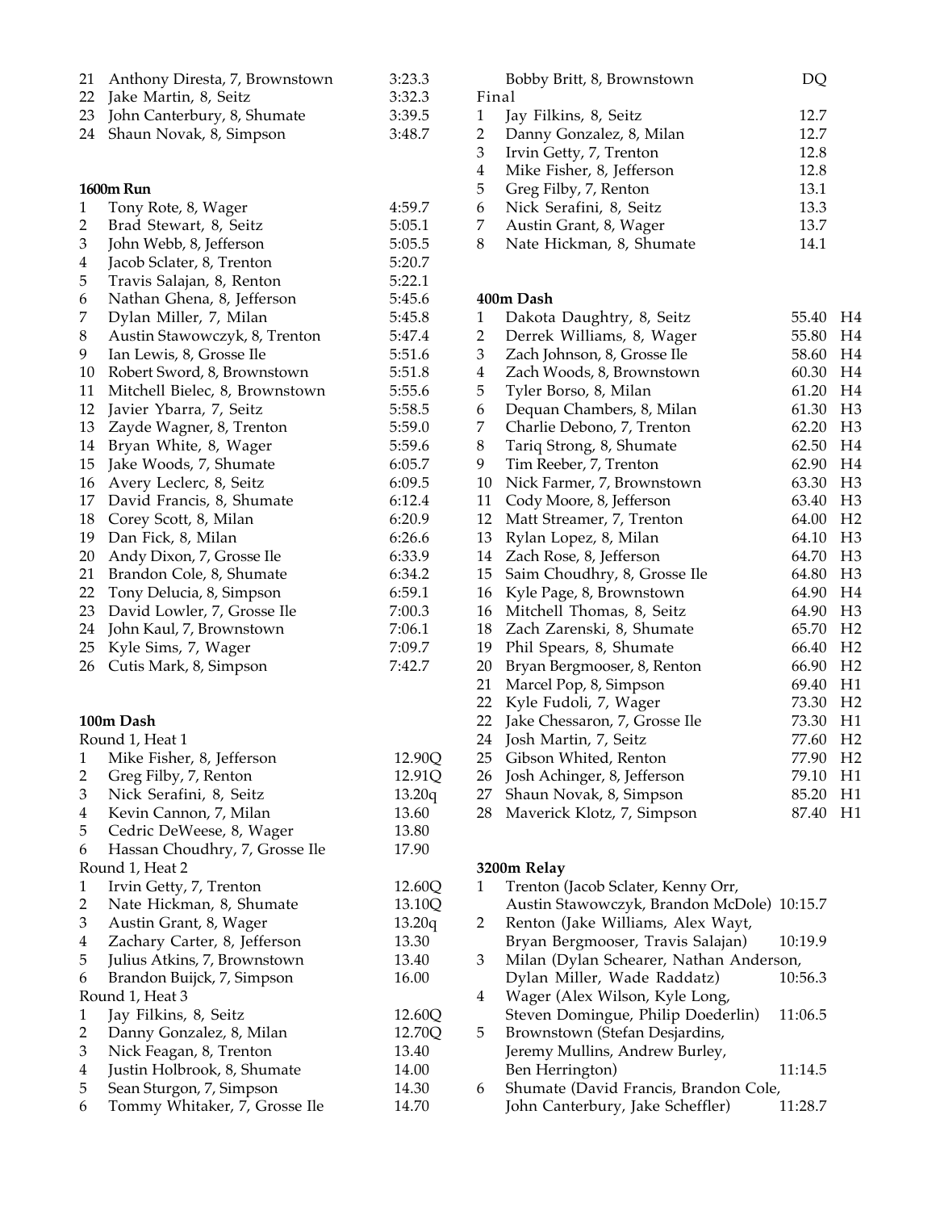| | | |
|---|---|---|
| 21 | Anthony Diresta, 7, Brownstown | 3:23.3 |
| 22 | Jake Martin, 8, Seitz | 3:32.3 |
| 23 | John Canterbury, 8, Shumate | 3:39.5 |
| 24 | Shaun Novak, 8, Simpson | 3:48.7 |

**1600m Run**

| | | |
|---|---|---|
| 1 | Tony Rote, 8, Wager | 4:59.7 |
| 2 | Brad Stewart, 8, Seitz | 5:05.1 |
| 3 | John Webb, 8, Jefferson | 5:05.5 |
| 4 | Jacob Sclater, 8, Trenton | 5:20.7 |
| 5 | Travis Salajan, 8, Renton | 5:22.1 |
| 6 | Nathan Ghena, 8, Jefferson | 5:45.6 |
| 7 | Dylan Miller, 7, Milan | 5:45.8 |
| 8 | Austin Stawowczyk, 8, Trenton | 5:47.4 |
| 9 | Ian Lewis, 8, Grosse Ile | 5:51.6 |
| 10 | Robert Sword, 8, Brownstown | 5:51.8 |
| 11 | Mitchell Bielec, 8, Brownstown | 5:55.6 |
| 12 | Javier Ybarra, 7, Seitz | 5:58.5 |
| 13 | Zayde Wagner, 8, Trenton | 5:59.0 |
| 14 | Bryan White, 8, Wager | 5:59.6 |
| 15 | Jake Woods, 7, Shumate | 6:05.7 |
| 16 | Avery Leclerc, 8, Seitz | 6:09.5 |
| 17 | David Francis, 8, Shumate | 6:12.4 |
| 18 | Corey Scott, 8, Milan | 6:20.9 |
| 19 | Dan Fick, 8, Milan | 6:26.6 |
| 20 | Andy Dixon, 7, Grosse Ile | 6:33.9 |
| 21 | Brandon Cole, 8, Shumate | 6:34.2 |
| 22 | Tony Delucia, 8, Simpson | 6:59.1 |
| 23 | David Lowler, 7, Grosse Ile | 7:00.3 |
| 24 | John Kaul, 7, Brownstown | 7:06.1 |
| 25 | Kyle Sims, 7, Wager | 7:09.7 |
| 26 | Cutis Mark, 8, Simpson | 7:42.7 |

**100m Dash**

Round 1, Heat 1

| | | |
|---|---|---|
| 1 | Mike Fisher, 8, Jefferson | 12.90Q |
| 2 | Greg Filby, 7, Renton | 12.91Q |
| 3 | Nick Serafini, 8, Seitz | 13.20q |
| 4 | Kevin Cannon, 7, Milan | 13.60 |
| 5 | Cedric DeWeese, 8, Wager | 13.80 |
| 6 | Hassan Choudhry, 7, Grosse Ile | 17.90 |

Round 1, Heat 2

| | | |
|---|---|---|
| 1 | Irvin Getty, 7, Trenton | 12.60Q |
| 2 | Nate Hickman, 8, Shumate | 13.10Q |
| 3 | Austin Grant, 8, Wager | 13.20q |
| 4 | Zachary Carter, 8, Jefferson | 13.30 |
| 5 | Julius Atkins, 7, Brownstown | 13.40 |
| 6 | Brandon Buijck, 7, Simpson | 16.00 |

Round 1, Heat 3

| | | |
|---|---|---|
| 1 | Jay Filkins, 8, Seitz | 12.60Q |
| 2 | Danny Gonzalez, 8, Milan | 12.70Q |
| 3 | Nick Feagan, 8, Trenton | 13.40 |
| 4 | Justin Holbrook, 8, Shumate | 14.00 |
| 5 | Sean Sturgon, 7, Simpson | 14.30 |
| 6 | Tommy Whitaker, 7, Grosse Ile | 14.70 |
| | Bobby Britt, 8, Brownstown | DQ |

Final

| | | |
|---|---|---|
| 1 | Jay Filkins, 8, Seitz | 12.7 |
| 2 | Danny Gonzalez, 8, Milan | 12.7 |
| 3 | Irvin Getty, 7, Trenton | 12.8 |
| 4 | Mike Fisher, 8, Jefferson | 12.8 |
| 5 | Greg Filby, 7, Renton | 13.1 |
| 6 | Nick Serafini, 8, Seitz | 13.3 |
| 7 | Austin Grant, 8, Wager | 13.7 |
| 8 | Nate Hickman, 8, Shumate | 14.1 |

**400m Dash**

| | | | |
|---|---|---|---|
| 1 | Dakota Daughtry, 8, Seitz | 55.40 | H4 |
| 2 | Derrek Williams, 8, Wager | 55.80 | H4 |
| 3 | Zach Johnson, 8, Grosse Ile | 58.60 | H4 |
| 4 | Zach Woods, 8, Brownstown | 60.30 | H4 |
| 5 | Tyler Borso, 8, Milan | 61.20 | H4 |
| 6 | Dequan Chambers, 8, Milan | 61.30 | H3 |
| 7 | Charlie Debono, 7, Trenton | 62.20 | H3 |
| 8 | Tariq Strong, 8, Shumate | 62.50 | H4 |
| 9 | Tim Reeber, 7, Trenton | 62.90 | H4 |
| 10 | Nick Farmer, 7, Brownstown | 63.30 | H3 |
| 11 | Cody Moore, 8, Jefferson | 63.40 | H3 |
| 12 | Matt Streamer, 7, Trenton | 64.00 | H2 |
| 13 | Rylan Lopez, 8, Milan | 64.10 | H3 |
| 14 | Zach Rose, 8, Jefferson | 64.70 | H3 |
| 15 | Saim Choudhry, 8, Grosse Ile | 64.80 | H3 |
| 16 | Kyle Page, 8, Brownstown | 64.90 | H4 |
| 16 | Mitchell Thomas, 8, Seitz | 64.90 | H3 |
| 18 | Zach Zarenski, 8, Shumate | 65.70 | H2 |
| 19 | Phil Spears, 8, Shumate | 66.40 | H2 |
| 20 | Bryan Bergmooser, 8, Renton | 66.90 | H2 |
| 21 | Marcel Pop, 8, Simpson | 69.40 | H1 |
| 22 | Kyle Fudoli, 7, Wager | 73.30 | H2 |
| 22 | Jake Chessaron, 7, Grosse Ile | 73.30 | H1 |
| 24 | Josh Martin, 7, Seitz | 77.60 | H2 |
| 25 | Gibson Whited, Renton | 77.90 | H2 |
| 26 | Josh Achinger, 8, Jefferson | 79.10 | H1 |
| 27 | Shaun Novak, 8, Simpson | 85.20 | H1 |
| 28 | Maverick Klotz, 7, Simpson | 87.40 | H1 |

**3200m Relay**

| | | |
|---|---|---|
| 1 | Trenton (Jacob Sclater, Kenny Orr, Austin Stawowczyk, Brandon McDole) | 10:15.7 |
| 2 | Renton (Jake Williams, Alex Wayt, Bryan Bergmooser, Travis Salajan) | 10:19.9 |
| 3 | Milan (Dylan Schearer, Nathan Anderson, Dylan Miller, Wade Raddatz) | 10:56.3 |
| 4 | Wager (Alex Wilson, Kyle Long, Steven Domingue, Philip Doederlin) | 11:06.5 |
| 5 | Brownstown (Stefan Desjardins, Jeremy Mullins, Andrew Burley, Ben Herrington) | 11:14.5 |
| 6 | Shumate (David Francis, Brandon Cole, John Canterbury, Jake Scheffler) | 11:28.7 |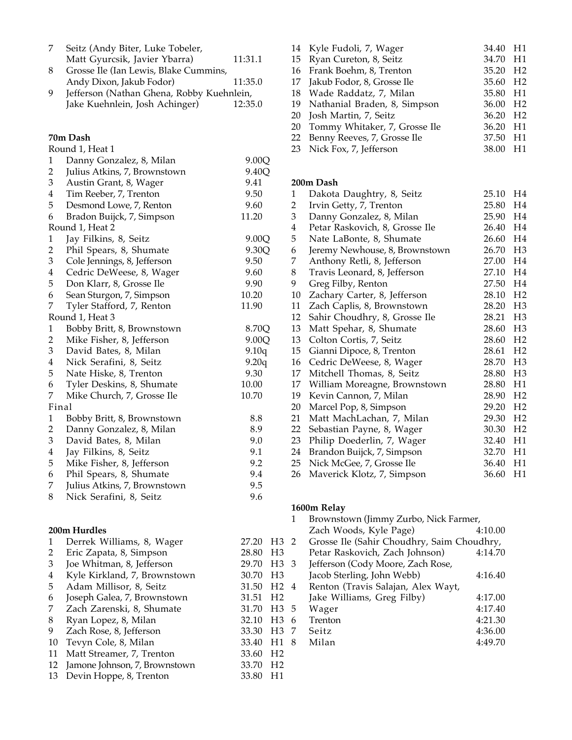| Place | Team | Time |
|---|---|---|
| 7 | Seitz (Andy Biter, Luke Tobeler, Matt Gyurcsik, Javier Ybarra) | 11:31.1 |
| 8 | Grosse Ile (Ian Lewis, Blake Cummins, Andy Dixon, Jakub Fodor) | 11:35.0 |
| 9 | Jefferson (Nathan Ghena, Robby Kuehnlein, Jake Kuehnlein, Josh Achinger) | 12:35.0 |

## 70m Dash

Round 1, Heat 1

| Place | Name | Time |
|---|---|---|
| 1 | Danny Gonzalez, 8, Milan | 9.00Q |
| 2 | Julius Atkins, 7, Brownstown | 9.40Q |
| 3 | Austin Grant, 8, Wager | 9.41 |
| 4 | Tim Reeber, 7, Trenton | 9.50 |
| 5 | Desmond Lowe, 7, Renton | 9.60 |
| 6 | Bradon Buijck, 7, Simpson | 11.20 |

Round 1, Heat 2

| Place | Name | Time |
|---|---|---|
| 1 | Jay Filkins, 8, Seitz | 9.00Q |
| 2 | Phil Spears, 8, Shumate | 9.30Q |
| 3 | Cole Jennings, 8, Jefferson | 9.50 |
| 4 | Cedric DeWeese, 8, Wager | 9.60 |
| 5 | Don Klarr, 8, Grosse Ile | 9.90 |
| 6 | Sean Sturgon, 7, Simpson | 10.20 |
| 7 | Tyler Stafford, 7, Renton | 11.90 |

Round 1, Heat 3

| Place | Name | Time |
|---|---|---|
| 1 | Bobby Britt, 8, Brownstown | 8.70Q |
| 2 | Mike Fisher, 8, Jefferson | 9.00Q |
| 3 | David Bates, 8, Milan | 9.10q |
| 4 | Nick Serafini, 8, Seitz | 9.20q |
| 5 | Nate Hiske, 8, Trenton | 9.30 |
| 6 | Tyler Deskins, 8, Shumate | 10.00 |
| 7 | Mike Church, 7, Grosse Ile | 10.70 |

Final

| Place | Name | Time |
|---|---|---|
| 1 | Bobby Britt, 8, Brownstown | 8.8 |
| 2 | Danny Gonzalez, 8, Milan | 8.9 |
| 3 | David Bates, 8, Milan | 9.0 |
| 4 | Jay Filkins, 8, Seitz | 9.1 |
| 5 | Mike Fisher, 8, Jefferson | 9.2 |
| 6 | Phil Spears, 8, Shumate | 9.4 |
| 7 | Julius Atkins, 7, Brownstown | 9.5 |
| 8 | Nick Serafini, 8, Seitz | 9.6 |

## 200m Hurdles

| Place | Name | Time | Heat |
|---|---|---|---|
| 1 | Derrek Williams, 8, Wager | 27.20 | H3 |
| 2 | Eric Zapata, 8, Simpson | 28.80 | H3 |
| 3 | Joe Whitman, 8, Jefferson | 29.70 | H3 |
| 4 | Kyle Kirkland, 7, Brownstown | 30.70 | H3 |
| 5 | Adam Millisor, 8, Seitz | 31.50 | H2 |
| 6 | Joseph Galea, 7, Brownstown | 31.51 | H2 |
| 7 | Zach Zarenski, 8, Shumate | 31.70 | H3 |
| 8 | Ryan Lopez, 8, Milan | 32.10 | H3 |
| 9 | Zach Rose, 8, Jefferson | 33.30 | H3 |
| 10 | Tevyn Cole, 8, Milan | 33.40 | H1 |
| 11 | Matt Streamer, 7, Trenton | 33.60 | H2 |
| 12 | Jamone Johnson, 7, Brownstown | 33.70 | H2 |
| 13 | Devin Hoppe, 8, Trenton | 33.80 | H1 |
| 14 | Kyle Fudoli, 7, Wager | 34.40 | H1 |
| 15 | Ryan Cureton, 8, Seitz | 34.70 | H1 |
| 16 | Frank Boehm, 8, Trenton | 35.20 | H2 |
| 17 | Jakub Fodor, 8, Grosse Ile | 35.60 | H2 |
| 18 | Wade Raddatz, 7, Milan | 35.80 | H1 |
| 19 | Nathanial Braden, 8, Simpson | 36.00 | H2 |
| 20 | Josh Martin, 7, Seitz | 36.20 | H2 |
| 20 | Tommy Whitaker, 7, Grosse Ile | 36.20 | H1 |
| 22 | Benny Reeves, 7, Grosse Ile | 37.50 | H1 |
| 23 | Nick Fox, 7, Jefferson | 38.00 | H1 |

## 200m Dash

| Place | Name | Time | Heat |
|---|---|---|---|
| 1 | Dakota Daughtry, 8, Seitz | 25.10 | H4 |
| 2 | Irvin Getty, 7, Trenton | 25.80 | H4 |
| 3 | Danny Gonzalez, 8, Milan | 25.90 | H4 |
| 4 | Petar Raskovich, 8, Grosse Ile | 26.40 | H4 |
| 5 | Nate LaBonte, 8, Shumate | 26.60 | H4 |
| 6 | Jeremy Newhouse, 8, Brownstown | 26.70 | H3 |
| 7 | Anthony Retli, 8, Jefferson | 27.00 | H4 |
| 8 | Travis Leonard, 8, Jefferson | 27.10 | H4 |
| 9 | Greg Filby, Renton | 27.50 | H4 |
| 10 | Zachary Carter, 8, Jefferson | 28.10 | H2 |
| 11 | Zach Caplis, 8, Brownstown | 28.20 | H3 |
| 12 | Sahir Choudhry, 8, Grosse Ile | 28.21 | H3 |
| 13 | Matt Spehar, 8, Shumate | 28.60 | H3 |
| 13 | Colton Cortis, 7, Seitz | 28.60 | H2 |
| 15 | Gianni Dipoce, 8, Trenton | 28.61 | H2 |
| 16 | Cedric DeWeese, 8, Wager | 28.70 | H3 |
| 17 | Mitchell Thomas, 8, Seitz | 28.80 | H3 |
| 17 | William Moreagne, Brownstown | 28.80 | H1 |
| 19 | Kevin Cannon, 7, Milan | 28.90 | H2 |
| 20 | Marcel Pop, 8, Simpson | 29.20 | H2 |
| 21 | Matt MachLachan, 7, Milan | 29.30 | H2 |
| 22 | Sebastian Payne, 8, Wager | 30.30 | H2 |
| 23 | Philip Doederlin, 7, Wager | 32.40 | H1 |
| 24 | Brandon Buijck, 7, Simpson | 32.70 | H1 |
| 25 | Nick McGee, 7, Grosse Ile | 36.40 | H1 |
| 26 | Maverick Klotz, 7, Simpson | 36.60 | H1 |

## 1600m Relay

| Place | Team | Time |
|---|---|---|
| 1 | Brownstown (Jimmy Zurbo, Nick Farmer, Zach Woods, Kyle Page) | 4:10.00 |
| 2 | Grosse Ile (Sahir Choudhry, Saim Choudhry, Petar Raskovich, Zach Johnson) | 4:14.70 |
| 3 | Jefferson (Cody Moore, Zach Rose, Jacob Sterling, John Webb) | 4:16.40 |
| 4 | Renton (Travis Salajan, Alex Wayt, Jake Williams, Greg Filby) | 4:17.00 |
| 5 | Wager | 4:17.40 |
| 6 | Trenton | 4:21.30 |
| 7 | Seitz | 4:36.00 |
| 8 | Milan | 4:49.70 |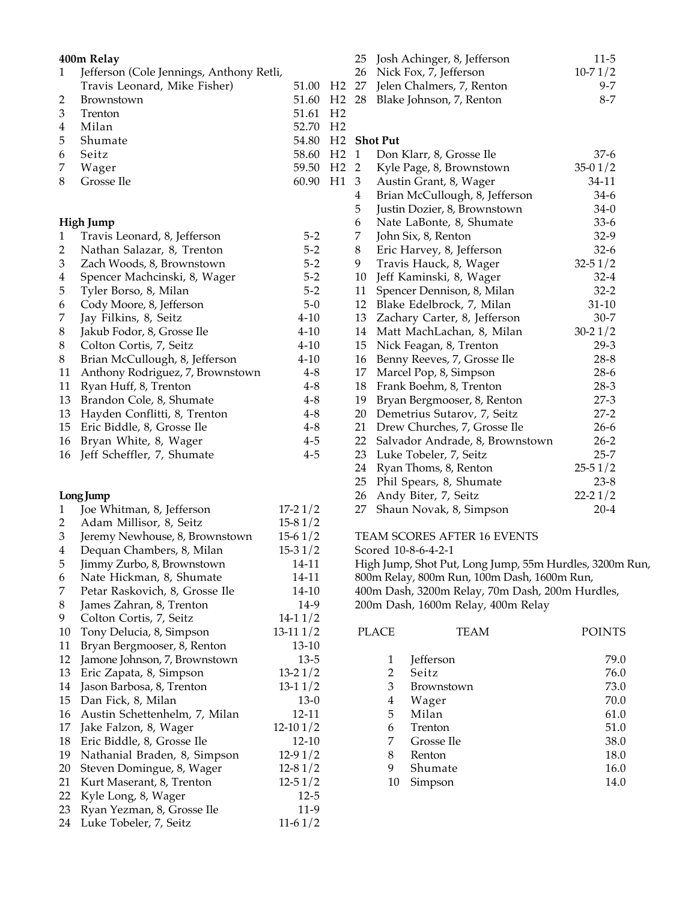**400m Relay**

| | | | |
|---|---|---|---|
| 1 | Jefferson (Cole Jennings, Anthony Retli, Travis Leonard, Mike Fisher) | 51.00 | H2 |
| 2 | Brownstown | 51.60 | H2 |
| 3 | Trenton | 51.61 | H2 |
| 4 | Milan | 52.70 | H2 |
| 5 | Shumate | 54.80 | H2 |
| 6 | Seitz | 58.60 | H2 |
| 7 | Wager | 59.50 | H2 |
| 8 | Grosse Ile | 60.90 | H1 |

**High Jump**

| | | |
|---|---|---|
| 1 | Travis Leonard, 8, Jefferson | 5-2 |
| 2 | Nathan Salazar, 8, Trenton | 5-2 |
| 3 | Zach Woods, 8, Brownstown | 5-2 |
| 4 | Spencer Machcinski, 8, Wager | 5-2 |
| 5 | Tyler Borso, 8, Milan | 5-2 |
| 6 | Cody Moore, 8, Jefferson | 5-0 |
| 7 | Jay Filkins, 8, Seitz | 4-10 |
| 8 | Jakub Fodor, 8, Grosse Ile | 4-10 |
| 8 | Colton Cortis, 7, Seitz | 4-10 |
| 8 | Brian McCullough, 8, Jefferson | 4-10 |
| 11 | Anthony Rodriguez, 7, Brownstown | 4-8 |
| 11 | Ryan Huff, 8, Trenton | 4-8 |
| 13 | Brandon Cole, 8, Shumate | 4-8 |
| 13 | Hayden Conflitti, 8, Trenton | 4-8 |
| 15 | Eric Biddle, 8, Grosse Ile | 4-8 |
| 16 | Bryan White, 8, Wager | 4-5 |
| 16 | Jeff Scheffler, 7, Shumate | 4-5 |

**Long Jump**

| | | |
|---|---|---|
| 1 | Joe Whitman, 8, Jefferson | 17-2 1/2 |
| 2 | Adam Millisor, 8, Seitz | 15-8 1/2 |
| 3 | Jeremy Newhouse, 8, Brownstown | 15-6 1/2 |
| 4 | Dequan Chambers, 8, Milan | 15-3 1/2 |
| 5 | Jimmy Zurbo, 8, Brownstown | 14-11 |
| 6 | Nate Hickman, 8, Shumate | 14-11 |
| 7 | Petar Raskovich, 8, Grosse Ile | 14-10 |
| 8 | James Zahran, 8, Trenton | 14-9 |
| 9 | Colton Cortis, 7, Seitz | 14-1 1/2 |
| 10 | Tony Delucia, 8, Simpson | 13-11 1/2 |
| 11 | Bryan Bergmooser, 8, Renton | 13-10 |
| 12 | Jamone Johnson, 7, Brownstown | 13-5 |
| 13 | Eric Zapata, 8, Simpson | 13-2 1/2 |
| 14 | Jason Barbosa, 8, Trenton | 13-1 1/2 |
| 15 | Dan Fick, 8, Milan | 13-0 |
| 16 | Austin Schettenhelm, 7, Milan | 12-11 |
| 17 | Jake Falzon, 8, Wager | 12-10 1/2 |
| 18 | Eric Biddle, 8, Grosse Ile | 12-10 |
| 19 | Nathanial Braden, 8, Simpson | 12-9 1/2 |
| 20 | Steven Domingue, 8, Wager | 12-8 1/2 |
| 21 | Kurt Maserant, 8, Trenton | 12-5 1/2 |
| 22 | Kyle Long, 8, Wager | 12-5 |
| 23 | Ryan Yezman, 8, Grosse Ile | 11-9 |
| 24 | Luke Tobeler, 7, Seitz | 11-6 1/2 |
| 25 | Josh Achinger, 8, Jefferson | 11-5 |
| 26 | Nick Fox, 7, Jefferson | 10-7 1/2 |
| 27 | Jelen Chalmers, 7, Renton | 9-7 |
| 28 | Blake Johnson, 7, Renton | 8-7 |

**Shot Put**

| | | |
|---|---|---|
| 1 | Don Klarr, 8, Grosse Ile | 37-6 |
| 2 | Kyle Page, 8, Brownstown | 35-0 1/2 |
| 3 | Austin Grant, 8, Wager | 34-11 |
| 4 | Brian McCullough, 8, Jefferson | 34-6 |
| 5 | Justin Dozier, 8, Brownstown | 34-0 |
| 6 | Nate LaBonte, 8, Shumate | 33-6 |
| 7 | John Six, 8, Renton | 32-9 |
| 8 | Eric Harvey, 8, Jefferson | 32-6 |
| 9 | Travis Hauck, 8, Wager | 32-5 1/2 |
| 10 | Jeff Kaminski, 8, Wager | 32-4 |
| 11 | Spencer Dennison, 8, Milan | 32-2 |
| 12 | Blake Edelbrock, 7, Milan | 31-10 |
| 13 | Zachary Carter, 8, Jefferson | 30-7 |
| 14 | Matt MachLachan, 8, Milan | 30-2 1/2 |
| 15 | Nick Feagan, 8, Trenton | 29-3 |
| 16 | Benny Reeves, 7, Grosse Ile | 28-8 |
| 17 | Marcel Pop, 8, Simpson | 28-6 |
| 18 | Frank Boehm, 8, Trenton | 28-3 |
| 19 | Bryan Bergmooser, 8, Renton | 27-3 |
| 20 | Demetrius Sutarov, 7, Seitz | 27-2 |
| 21 | Drew Churches, 7, Grosse Ile | 26-6 |
| 22 | Salvador Andrade, 8, Brownstown | 26-2 |
| 23 | Luke Tobeler, 7, Seitz | 25-7 |
| 24 | Ryan Thoms, 8, Renton | 25-5 1/2 |
| 25 | Phil Spears, 8, Shumate | 23-8 |
| 26 | Andy Biter, 7, Seitz | 22-2 1/2 |
| 27 | Shaun Novak, 8, Simpson | 20-4 |

TEAM SCORES AFTER 16 EVENTS

Scored 10-8-6-4-2-1

High Jump, Shot Put, Long Jump, 55m Hurdles, 3200m Run, 800m Relay, 800m Run, 100m Dash, 1600m Run, 400m Dash, 3200m Relay, 70m Dash, 200m Hurdles, 200m Dash, 1600m Relay, 400m Relay

| PLACE | TEAM | POINTS |
|---|---|---|
| 1 | Jefferson | 79.0 |
| 2 | Seitz | 76.0 |
| 3 | Brownstown | 73.0 |
| 4 | Wager | 70.0 |
| 5 | Milan | 61.0 |
| 6 | Trenton | 51.0 |
| 7 | Grosse Ile | 38.0 |
| 8 | Renton | 18.0 |
| 9 | Shumate | 16.0 |
| 10 | Simpson | 14.0 |